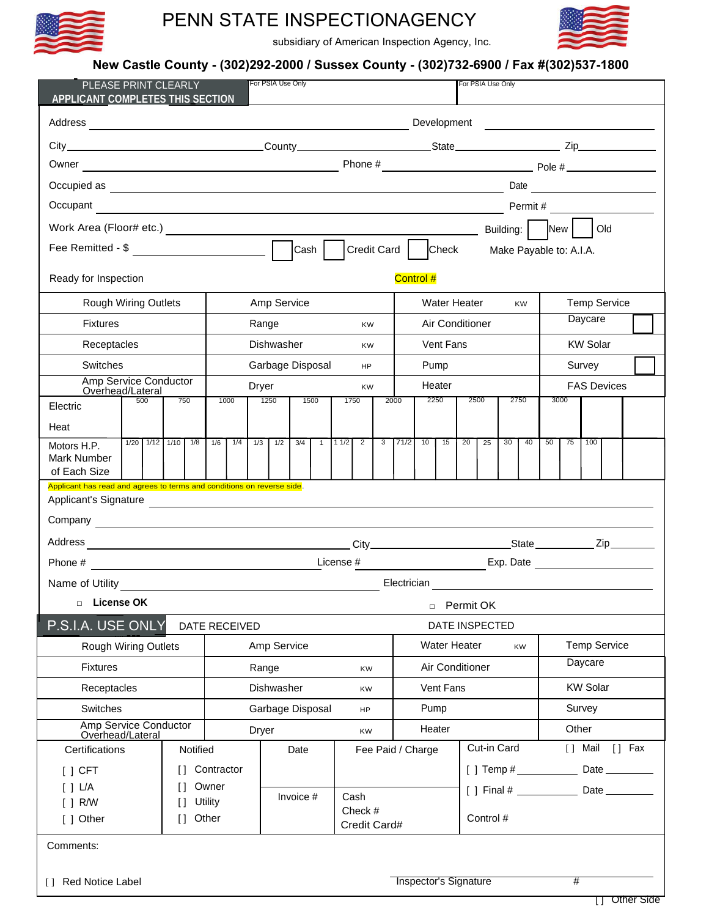# PENN STATE INSPECTIONAGENCY

subsidiary of American Inspection Agency, Inc.

**New Castle County - (302)292-2000 / Sussex County - (302)732-6900 / Fax #(302)537-1800**

PLEASE PRINT CLEARLY
**APPLICANT COMPLETES THIS SECTION**

For PSIA Use Only

For PSIA Use Only

Address _______________ Development _______________

City _______________ County _______________ State _______________ Zip _______________

Owner _______________ Phone # _______________ Pole # _______________

Occupied as _______________ Date _______________

Occupant _______________ Permit # _______________

Work Area (Floor# etc.) _______________ Building: [ ] New [ ] Old

Fee Remitted - $ _______________ [ ] Cash [ ] Credit Card [ ] Check Make Payable to: A.I.A.

Ready for Inspection Control #

| Rough Wiring Outlets | Amp Service | Water Heater KW | Temp Service |
|---|---|---|---|
| Fixtures | Range KW | Air Conditioner | Daycare [ ] |
| Receptacles | Dishwasher KW | Vent Fans | KW Solar |
| Switches | Garbage Disposal HP | Pump | Survey [ ] |
| Amp Service Conductor Overhead/Lateral | Dryer KW | Heater | FAS Devices |

| Electric | 500 | 750 | 1000 | 1250 | 1500 | 1750 | 2000 | 2250 | 2500 | 2750 | 3000 | | |
|---|---|---|---|---|---|---|---|---|---|---|---|---|---|
| Heat | | | | | | | | | | | | | |

| Motors H.P. Mark Number of Each Size | 1/20 | 1/12 | 1/10 | 1/8 | 1/6 | 1/4 | 1/3 | 1/2 | 3/4 | 1 | 1 1/2 | 2 | 3 | 71/2 | 10 | 15 | 20 | 25 | 30 | 40 | 50 | 75 | 100 | | |
|---|---|---|---|---|---|---|---|---|---|---|---|---|---|---|---|---|---|---|---|---|---|---|---|---|---|

Applicant has read and agrees to terms and conditions on reverse side.

Applicant's Signature _______________

Company _______________

Address _______________ City _______________ State _______________ Zip _______________

Phone # _______________ License # _______________ Exp. Date _______________

Name of Utility _______________ Electrician _______________

□ **License OK** □ Permit OK

## P.S.I.A. USE ONLY

DATE RECEIVED DATE INSPECTED

| Rough Wiring Outlets | Amp Service | Water Heater KW | Temp Service |
|---|---|---|---|
| Fixtures | Range KW | Air Conditioner | Daycare |
| Receptacles | Dishwasher KW | Vent Fans | KW Solar |
| Switches | Garbage Disposal HP | Pump | Survey |
| Amp Service Conductor Overhead/Lateral | Dryer KW | Heater | Other |

| Certifications | Notified | Date | Fee Paid / Charge | Cut-in Card [ ] Mail [ ] Fax |
|---|---|---|---|---|
| [ ] CFT<br>[ ] L/A<br>[ ] R/W<br>[ ] Other | [ ] Contractor<br>[ ] Owner<br>[ ] Utility<br>[ ] Other | Invoice # | Cash<br>Check #<br>Credit Card# | [ ] Temp # _______ Date _______<br>[ ] Final # _______ Date _______<br>Control # |

Comments:

[ ] Red Notice Label Inspector's Signature #

[ ] Other Side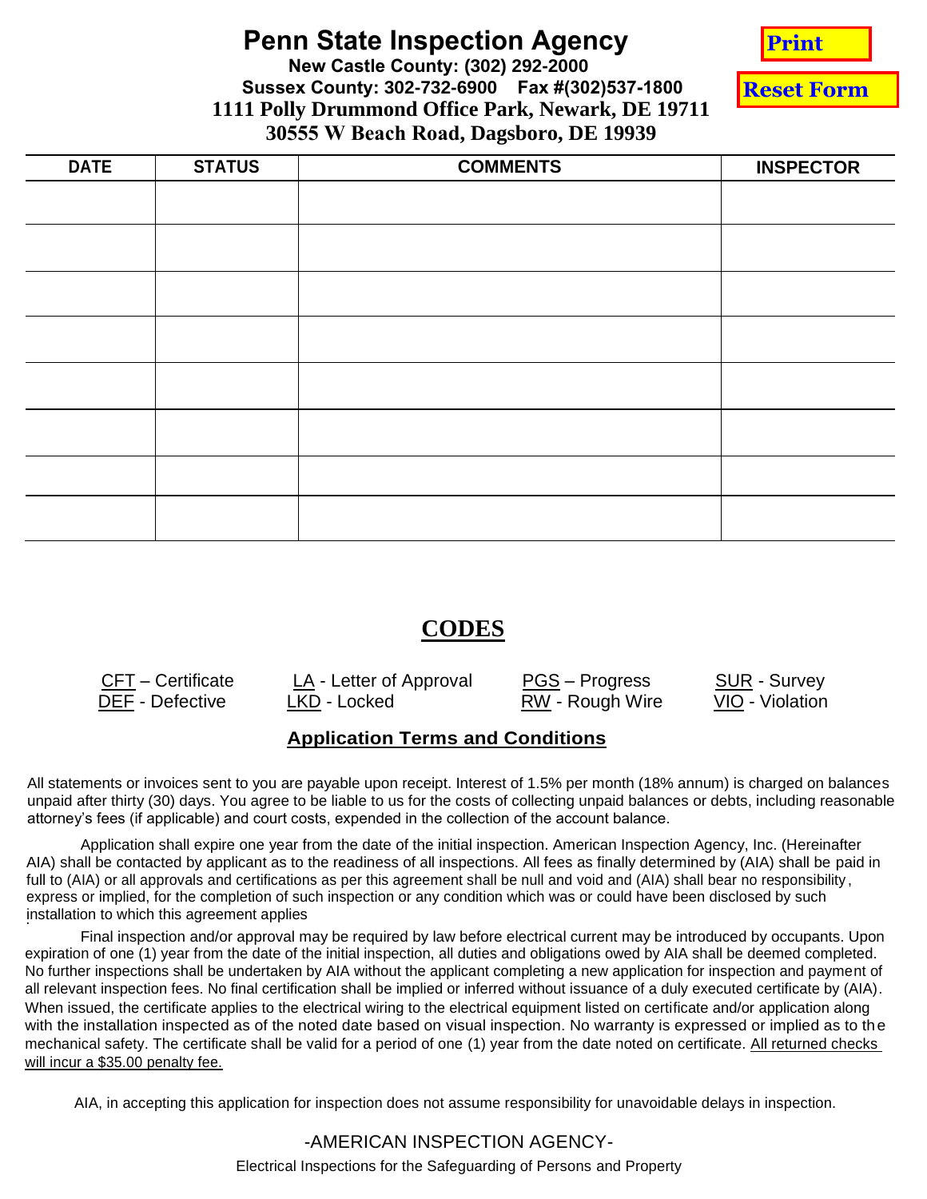# Penn State Inspection Agency

**New Castle County: (302) 292-2000**

**Sussex County: 302-732-6900 Fax #(302)537-1800**

**1111 Polly Drummond Office Park, Newark, DE 19711**

**30555 W Beach Road, Dagsboro, DE 19939**

Print

Reset Form

| DATE | STATUS | COMMENTS | INSPECTOR |
|---|---|---|---|
| | | | |
| | | | |
| | | | |
| | | | |
| | | | |
| | | | |
| | | | |
| | | | |

## CODES

CFT – Certificate
DEF - Defective
LA - Letter of Approval
LKD - Locked
PGS – Progress
RW - Rough Wire
SUR - Survey
VIO - Violation

### Application Terms and Conditions

All statements or invoices sent to you are payable upon receipt. Interest of 1.5% per month (18% annum) is charged on balances unpaid after thirty (30) days. You agree to be liable to us for the costs of collecting unpaid balances or debts, including reasonable attorney's fees (if applicable) and court costs, expended in the collection of the account balance.

Application shall expire one year from the date of the initial inspection. American Inspection Agency, Inc. (Hereinafter AIA) shall be contacted by applicant as to the readiness of all inspections. All fees as finally determined by (AIA) shall be paid in full to (AIA) or all approvals and certifications as per this agreement shall be null and void and (AIA) shall bear no responsibility, express or implied, for the completion of such inspection or any condition which was or could have been disclosed by such installation to which this agreement applies

Final inspection and/or approval may be required by law before electrical current may be introduced by occupants. Upon expiration of one (1) year from the date of the initial inspection, all duties and obligations owed by AIA shall be deemed completed. No further inspections shall be undertaken by AIA without the applicant completing a new application for inspection and payment of all relevant inspection fees. No final certification shall be implied or inferred without issuance of a duly executed certificate by (AIA). When issued, the certificate applies to the electrical wiring to the electrical equipment listed on certificate and/or application along with the installation inspected as of the noted date based on visual inspection. No warranty is expressed or implied as to the mechanical safety. The certificate shall be valid for a period of one (1) year from the date noted on certificate. All returned checks will incur a $35.00 penalty fee.

AIA, in accepting this application for inspection does not assume responsibility for unavoidable delays in inspection.

-AMERICAN INSPECTION AGENCY-

Electrical Inspections for the Safeguarding of Persons and Property